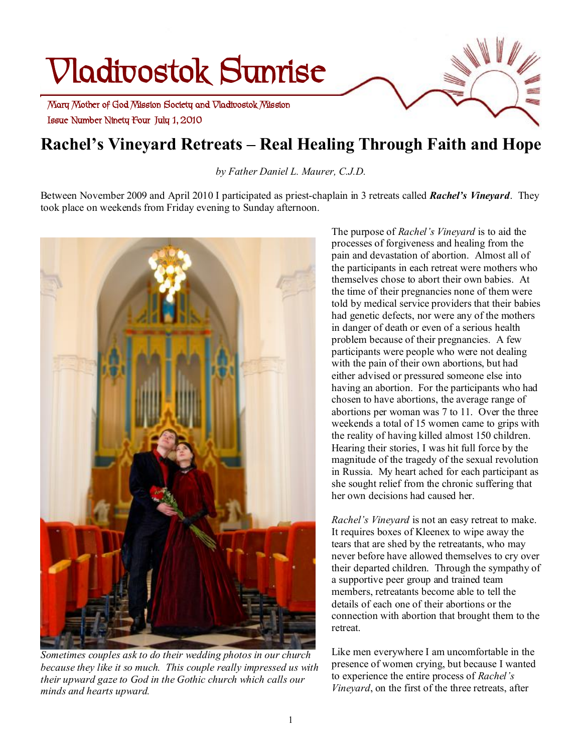# Vladivostok Sunrise

Mary Mother of God Mission Society and Vladivostok Mission
Issue Number Ninety Four July 1, 2010

## Rachel's Vineyard Retreats – Real Healing Through Faith and Hope

*by Father Daniel L. Maurer, C.J.D.*

Between November 2009 and April 2010 I participated as priest-chaplain in 3 retreats called ***Rachel's Vineyard***. They took place on weekends from Friday evening to Sunday afternoon.

*Sometimes couples ask to do their wedding photos in our church because they like it so much. This couple really impressed us with their upward gaze to God in the Gothic church which calls our minds and hearts upward.*

The purpose of *Rachel's Vineyard* is to aid the processes of forgiveness and healing from the pain and devastation of abortion. Almost all of the participants in each retreat were mothers who themselves chose to abort their own babies. At the time of their pregnancies none of them were told by medical service providers that their babies had genetic defects, nor were any of the mothers in danger of death or even of a serious health problem because of their pregnancies. A few participants were people who were not dealing with the pain of their own abortions, but had either advised or pressured someone else into having an abortion. For the participants who had chosen to have abortions, the average range of abortions per woman was 7 to 11. Over the three weekends a total of 15 women came to grips with the reality of having killed almost 150 children. Hearing their stories, I was hit full force by the magnitude of the tragedy of the sexual revolution in Russia. My heart ached for each participant as she sought relief from the chronic suffering that her own decisions had caused her.

*Rachel's Vineyard* is not an easy retreat to make. It requires boxes of Kleenex to wipe away the tears that are shed by the retreatants, who may never before have allowed themselves to cry over their departed children. Through the sympathy of a supportive peer group and trained team members, retreatants become able to tell the details of each one of their abortions or the connection with abortion that brought them to the retreat.

Like men everywhere I am uncomfortable in the presence of women crying, but because I wanted to experience the entire process of *Rachel's Vineyard*, on the first of the three retreats, after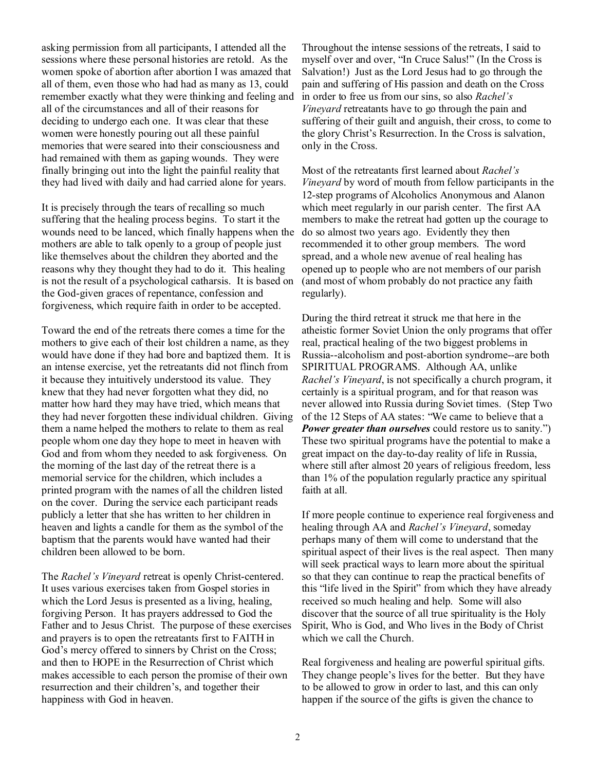asking permission from all participants, I attended all the sessions where these personal histories are retold. As the women spoke of abortion after abortion I was amazed that all of them, even those who had had as many as 13, could remember exactly what they were thinking and feeling and all of the circumstances and all of their reasons for deciding to undergo each one. It was clear that these women were honestly pouring out all these painful memories that were seared into their consciousness and had remained with them as gaping wounds. They were finally bringing out into the light the painful reality that they had lived with daily and had carried alone for years.

It is precisely through the tears of recalling so much suffering that the healing process begins. To start it the wounds need to be lanced, which finally happens when the mothers are able to talk openly to a group of people just like themselves about the children they aborted and the reasons why they thought they had to do it. This healing is not the result of a psychological catharsis. It is based on the God-given graces of repentance, confession and forgiveness, which require faith in order to be accepted.

Toward the end of the retreats there comes a time for the mothers to give each of their lost children a name, as they would have done if they had bore and baptized them. It is an intense exercise, yet the retreatants did not flinch from it because they intuitively understood its value. They knew that they had never forgotten what they did, no matter how hard they may have tried, which means that they had never forgotten these individual children. Giving them a name helped the mothers to relate to them as real people whom one day they hope to meet in heaven with God and from whom they needed to ask forgiveness. On the morning of the last day of the retreat there is a memorial service for the children, which includes a printed program with the names of all the children listed on the cover. During the service each participant reads publicly a letter that she has written to her children in heaven and lights a candle for them as the symbol of the baptism that the parents would have wanted had their children been allowed to be born.

The *Rachel's Vineyard* retreat is openly Christ-centered. It uses various exercises taken from Gospel stories in which the Lord Jesus is presented as a living, healing, forgiving Person. It has prayers addressed to God the Father and to Jesus Christ. The purpose of these exercises and prayers is to open the retreatants first to FAITH in God's mercy offered to sinners by Christ on the Cross; and then to HOPE in the Resurrection of Christ which makes accessible to each person the promise of their own resurrection and their children's, and together their happiness with God in heaven.

Throughout the intense sessions of the retreats, I said to myself over and over, "In Cruce Salus!" (In the Cross is Salvation!) Just as the Lord Jesus had to go through the pain and suffering of His passion and death on the Cross in order to free us from our sins, so also *Rachel's Vineyard* retreatants have to go through the pain and suffering of their guilt and anguish, their cross, to come to the glory Christ's Resurrection. In the Cross is salvation, only in the Cross.

Most of the retreatants first learned about *Rachel's Vineyard* by word of mouth from fellow participants in the 12-step programs of Alcoholics Anonymous and Alanon which meet regularly in our parish center. The first AA members to make the retreat had gotten up the courage to do so almost two years ago. Evidently they then recommended it to other group members. The word spread, and a whole new avenue of real healing has opened up to people who are not members of our parish (and most of whom probably do not practice any faith regularly).

During the third retreat it struck me that here in the atheistic former Soviet Union the only programs that offer real, practical healing of the two biggest problems in Russia--alcoholism and post-abortion syndrome--are both SPIRITUAL PROGRAMS. Although AA, unlike *Rachel's Vineyard*, is not specifically a church program, it certainly is a spiritual program, and for that reason was never allowed into Russia during Soviet times. (Step Two of the 12 Steps of AA states: "We came to believe that a ***Power greater than ourselves*** could restore us to sanity.") These two spiritual programs have the potential to make a great impact on the day-to-day reality of life in Russia, where still after almost 20 years of religious freedom, less than 1% of the population regularly practice any spiritual faith at all.

If more people continue to experience real forgiveness and healing through AA and *Rachel's Vineyard*, someday perhaps many of them will come to understand that the spiritual aspect of their lives is the real aspect. Then many will seek practical ways to learn more about the spiritual so that they can continue to reap the practical benefits of this "life lived in the Spirit" from which they have already received so much healing and help. Some will also discover that the source of all true spirituality is the Holy Spirit, Who is God, and Who lives in the Body of Christ which we call the Church.

Real forgiveness and healing are powerful spiritual gifts. They change people's lives for the better. But they have to be allowed to grow in order to last, and this can only happen if the source of the gifts is given the chance to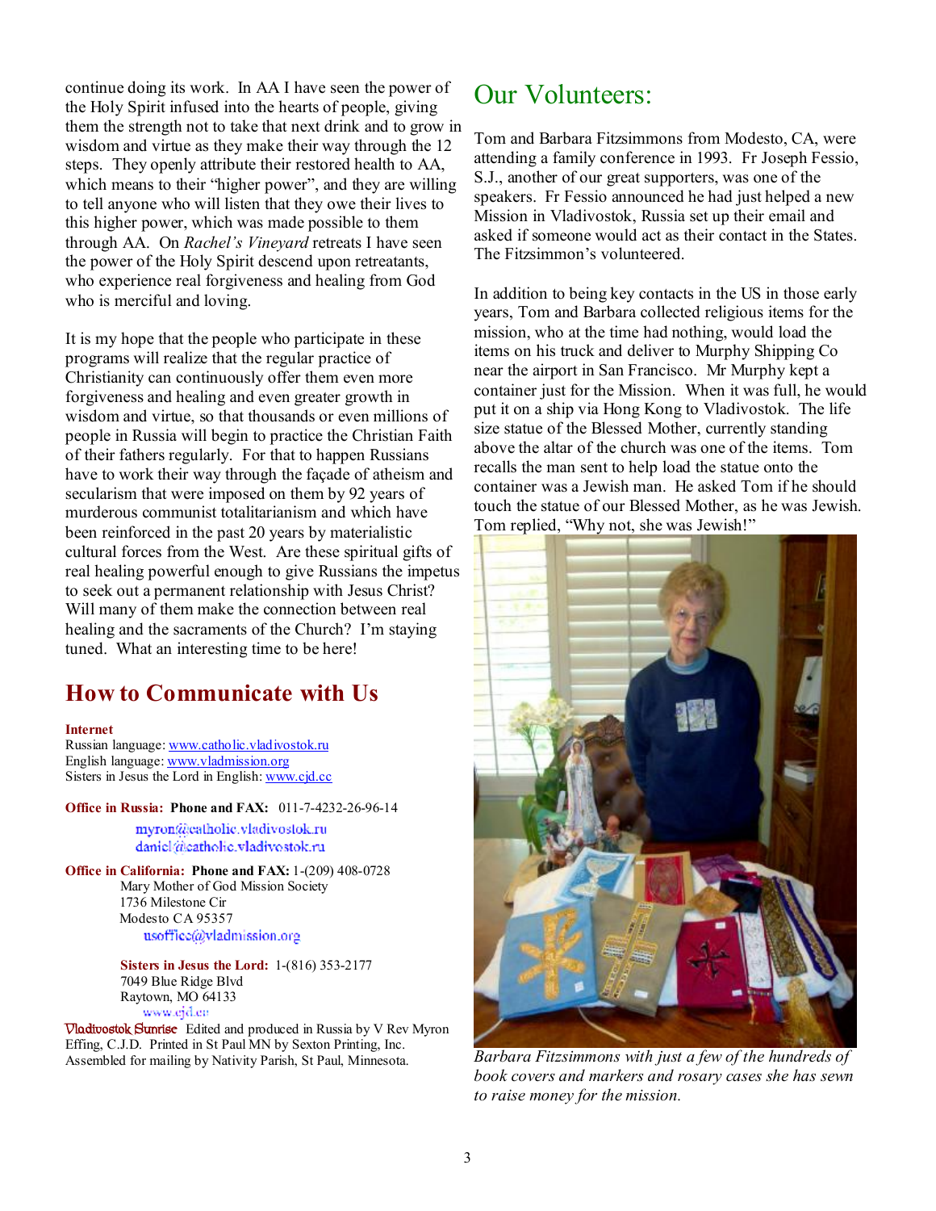continue doing its work. In AA I have seen the power of the Holy Spirit infused into the hearts of people, giving them the strength not to take that next drink and to grow in wisdom and virtue as they make their way through the 12 steps. They openly attribute their restored health to AA, which means to their "higher power", and they are willing to tell anyone who will listen that they owe their lives to this higher power, which was made possible to them through AA. On *Rachel's Vineyard* retreats I have seen the power of the Holy Spirit descend upon retreatants, who experience real forgiveness and healing from God who is merciful and loving.

It is my hope that the people who participate in these programs will realize that the regular practice of Christianity can continuously offer them even more forgiveness and healing and even greater growth in wisdom and virtue, so that thousands or even millions of people in Russia will begin to practice the Christian Faith of their fathers regularly. For that to happen Russians have to work their way through the façade of atheism and secularism that were imposed on them by 92 years of murderous communist totalitarianism and which have been reinforced in the past 20 years by materialistic cultural forces from the West. Are these spiritual gifts of real healing powerful enough to give Russians the impetus to seek out a permanent relationship with Jesus Christ? Will many of them make the connection between real healing and the sacraments of the Church? I'm staying tuned. What an interesting time to be here!

## How to Communicate with Us

**Internet**
Russian language: www.catholic.vladivostok.ru
English language: www.vladmission.org
Sisters in Jesus the Lord in English: www.cjd.cc

**Office in Russia: Phone and FAX:** 011-7-4232-26-96-14
myron@catholic.vladivostok.ru
daniel@catholic.vladivostok.ru

**Office in California: Phone and FAX:** 1-(209) 408-0728
Mary Mother of God Mission Society
1736 Milestone Cir
Modesto CA 95357
usoffice@vladmission.org

**Sisters in Jesus the Lord:** 1-(816) 353-2177
7049 Blue Ridge Blvd
Raytown, MO 64133
www.cjd.cc

Vladivostok Sunrise Edited and produced in Russia by V Rev Myron Effing, C.J.D. Printed in St Paul MN by Sexton Printing, Inc. Assembled for mailing by Nativity Parish, St Paul, Minnesota.

## Our Volunteers:

Tom and Barbara Fitzsimmons from Modesto, CA, were attending a family conference in 1993. Fr Joseph Fessio, S.J., another of our great supporters, was one of the speakers. Fr Fessio announced he had just helped a new Mission in Vladivostok, Russia set up their email and asked if someone would act as their contact in the States. The Fitzsimmon's volunteered.

In addition to being key contacts in the US in those early years, Tom and Barbara collected religious items for the mission, who at the time had nothing, would load the items on his truck and deliver to Murphy Shipping Co near the airport in San Francisco. Mr Murphy kept a container just for the Mission. When it was full, he would put it on a ship via Hong Kong to Vladivostok. The life size statue of the Blessed Mother, currently standing above the altar of the church was one of the items. Tom recalls the man sent to help load the statue onto the container was a Jewish man. He asked Tom if he should touch the statue of our Blessed Mother, as he was Jewish. Tom replied, "Why not, she was Jewish!"

*Barbara Fitzsimmons with just a few of the hundreds of book covers and markers and rosary cases she has sewn to raise money for the mission.*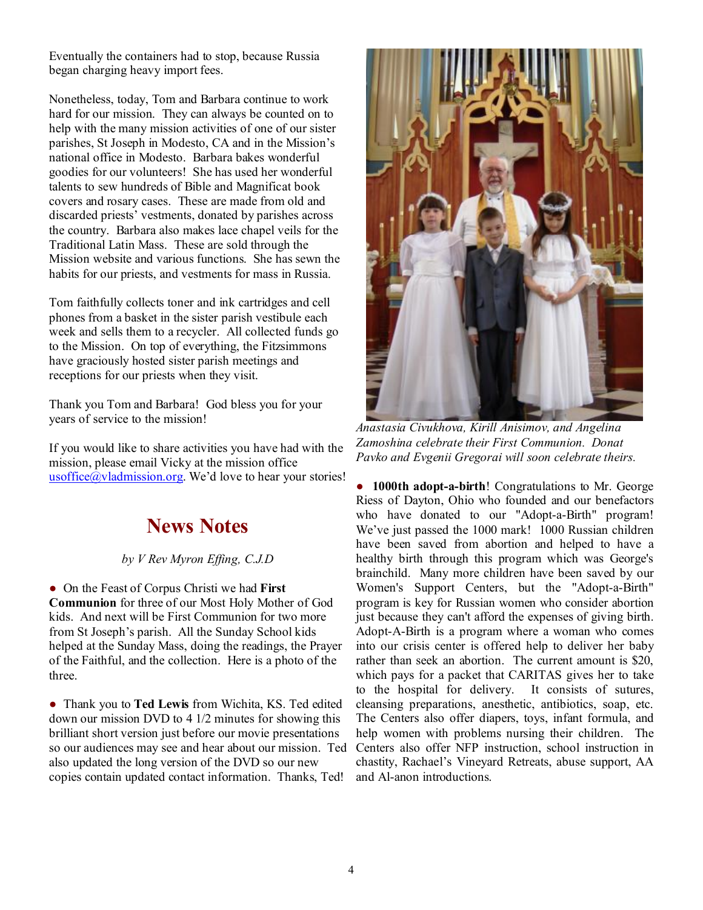Eventually the containers had to stop, because Russia began charging heavy import fees.

Nonetheless, today, Tom and Barbara continue to work hard for our mission. They can always be counted on to help with the many mission activities of one of our sister parishes, St Joseph in Modesto, CA and in the Mission's national office in Modesto. Barbara bakes wonderful goodies for our volunteers! She has used her wonderful talents to sew hundreds of Bible and Magnificat book covers and rosary cases. These are made from old and discarded priests' vestments, donated by parishes across the country. Barbara also makes lace chapel veils for the Traditional Latin Mass. These are sold through the Mission website and various functions. She has sewn the habits for our priests, and vestments for mass in Russia.

Tom faithfully collects toner and ink cartridges and cell phones from a basket in the sister parish vestibule each week and sells them to a recycler. All collected funds go to the Mission. On top of everything, the Fitzsimmons have graciously hosted sister parish meetings and receptions for our priests when they visit.

Thank you Tom and Barbara! God bless you for your years of service to the mission!

If you would like to share activities you have had with the mission, please email Vicky at the mission office usoffice@vladmission.org. We'd love to hear your stories!

## News Notes

*by V Rev Myron Effing, C.J.D*

- On the Feast of Corpus Christi we had **First Communion** for three of our Most Holy Mother of God kids. And next will be First Communion for two more from St Joseph's parish. All the Sunday School kids helped at the Sunday Mass, doing the readings, the Prayer of the Faithful, and the collection. Here is a photo of the three.

- Thank you to **Ted Lewis** from Wichita, KS. Ted edited down our mission DVD to 4 1/2 minutes for showing this brilliant short version just before our movie presentations so our audiences may see and hear about our mission. Ted also updated the long version of the DVD so our new copies contain updated contact information. Thanks, Ted!

*Anastasia Civukhova, Kirill Anisimov, and Angelina Zamoshina celebrate their First Communion. Donat Pavko and Evgenii Gregorai will soon celebrate theirs.*

- **1000th adopt-a-birth**! Congratulations to Mr. George Riess of Dayton, Ohio who founded and our benefactors who have donated to our "Adopt-a-Birth" program! We've just passed the 1000 mark! 1000 Russian children have been saved from abortion and helped to have a healthy birth through this program which was George's brainchild. Many more children have been saved by our Women's Support Centers, but the "Adopt-a-Birth" program is key for Russian women who consider abortion just because they can't afford the expenses of giving birth. Adopt-A-Birth is a program where a woman who comes into our crisis center is offered help to deliver her baby rather than seek an abortion. The current amount is $20, which pays for a packet that CARITAS gives her to take to the hospital for delivery. It consists of sutures, cleansing preparations, anesthetic, antibiotics, soap, etc. The Centers also offer diapers, toys, infant formula, and help women with problems nursing their children. The Centers also offer NFP instruction, school instruction in chastity, Rachael's Vineyard Retreats, abuse support, AA and Al-anon introductions.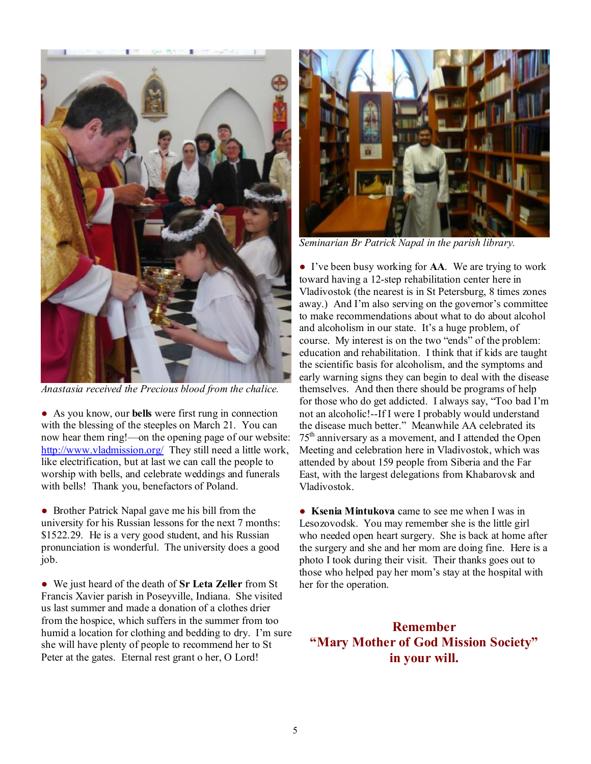*Anastasia received the Precious blood from the chalice.*

● As you know, our **bells** were first rung in connection with the blessing of the steeples on March 21. You can now hear them ring!—on the opening page of our website: http://www.vladmission.org/ They still need a little work, like electrification, but at last we can call the people to worship with bells, and celebrate weddings and funerals with bells! Thank you, benefactors of Poland.

● Brother Patrick Napal gave me his bill from the university for his Russian lessons for the next 7 months: $1522.29. He is a very good student, and his Russian pronunciation is wonderful. The university does a good job.

● We just heard of the death of **Sr Leta Zeller** from St Francis Xavier parish in Poseyville, Indiana. She visited us last summer and made a donation of a clothes drier from the hospice, which suffers in the summer from too humid a location for clothing and bedding to dry. I'm sure she will have plenty of people to recommend her to St Peter at the gates. Eternal rest grant o her, O Lord!

*Seminarian Br Patrick Napal in the parish library.*

● I've been busy working for **AA**. We are trying to work toward having a 12-step rehabilitation center here in Vladivostok (the nearest is in St Petersburg, 8 times zones away.) And I'm also serving on the governor's committee to make recommendations about what to do about alcohol and alcoholism in our state. It's a huge problem, of course. My interest is on the two "ends" of the problem: education and rehabilitation. I think that if kids are taught the scientific basis for alcoholism, and the symptoms and early warning signs they can begin to deal with the disease themselves. And then there should be programs of help for those who do get addicted. I always say, "Too bad I'm not an alcoholic!--If I were I probably would understand the disease much better." Meanwhile AA celebrated its 75th anniversary as a movement, and I attended the Open Meeting and celebration here in Vladivostok, which was attended by about 159 people from Siberia and the Far East, with the largest delegations from Khabarovsk and Vladivostok.

● **Ksenia Mintukova** came to see me when I was in Lesozovodsk. You may remember she is the little girl who needed open heart surgery. She is back at home after the surgery and she and her mom are doing fine. Here is a photo I took during their visit. Their thanks goes out to those who helped pay her mom's stay at the hospital with her for the operation.

**Remember**
**"Mary Mother of God Mission Society"**
**in your will.**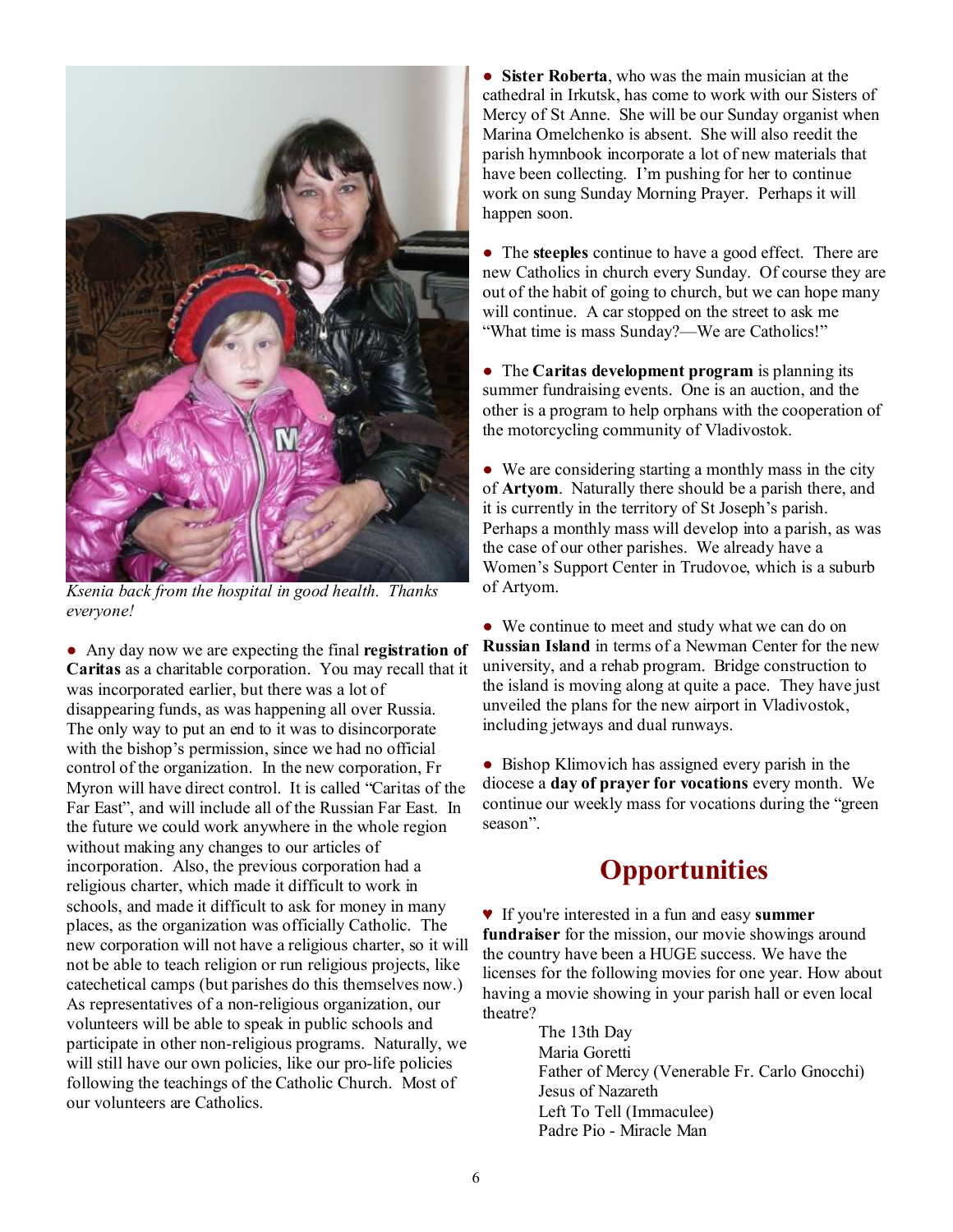*Ksenia back from the hospital in good health. Thanks everyone!*

● Any day now we are expecting the final **registration of Caritas** as a charitable corporation. You may recall that it was incorporated earlier, but there was a lot of disappearing funds, as was happening all over Russia. The only way to put an end to it was to disincorporate with the bishop's permission, since we had no official control of the organization. In the new corporation, Fr Myron will have direct control. It is called "Caritas of the Far East", and will include all of the Russian Far East. In the future we could work anywhere in the whole region without making any changes to our articles of incorporation. Also, the previous corporation had a religious charter, which made it difficult to work in schools, and made it difficult to ask for money in many places, as the organization was officially Catholic. The new corporation will not have a religious charter, so it will not be able to teach religion or run religious projects, like catechetical camps (but parishes do this themselves now.) As representatives of a non-religious organization, our volunteers will be able to speak in public schools and participate in other non-religious programs. Naturally, we will still have our own policies, like our pro-life policies following the teachings of the Catholic Church. Most of our volunteers are Catholics.

● **Sister Roberta**, who was the main musician at the cathedral in Irkutsk, has come to work with our Sisters of Mercy of St Anne. She will be our Sunday organist when Marina Omelchenko is absent. She will also reedit the parish hymnbook incorporate a lot of new materials that have been collecting. I'm pushing for her to continue work on sung Sunday Morning Prayer. Perhaps it will happen soon.

● The **steeples** continue to have a good effect. There are new Catholics in church every Sunday. Of course they are out of the habit of going to church, but we can hope many will continue. A car stopped on the street to ask me "What time is mass Sunday?—We are Catholics!"

● The **Caritas development program** is planning its summer fundraising events. One is an auction, and the other is a program to help orphans with the cooperation of the motorcycling community of Vladivostok.

● We are considering starting a monthly mass in the city of **Artyom**. Naturally there should be a parish there, and it is currently in the territory of St Joseph's parish. Perhaps a monthly mass will develop into a parish, as was the case of our other parishes. We already have a Women's Support Center in Trudovoe, which is a suburb of Artyom.

● We continue to meet and study what we can do on **Russian Island** in terms of a Newman Center for the new university, and a rehab program. Bridge construction to the island is moving along at quite a pace. They have just unveiled the plans for the new airport in Vladivostok, including jetways and dual runways.

● Bishop Klimovich has assigned every parish in the diocese a **day of prayer for vocations** every month. We continue our weekly mass for vocations during the "green season".

## Opportunities

♥ If you're interested in a fun and easy **summer fundraiser** for the mission, our movie showings around the country have been a HUGE success. We have the licenses for the following movies for one year. How about having a movie showing in your parish hall or even local theatre?

- The 13th Day
- Maria Goretti
- Father of Mercy (Venerable Fr. Carlo Gnocchi)
- Jesus of Nazareth
- Left To Tell (Immaculee)
- Padre Pio - Miracle Man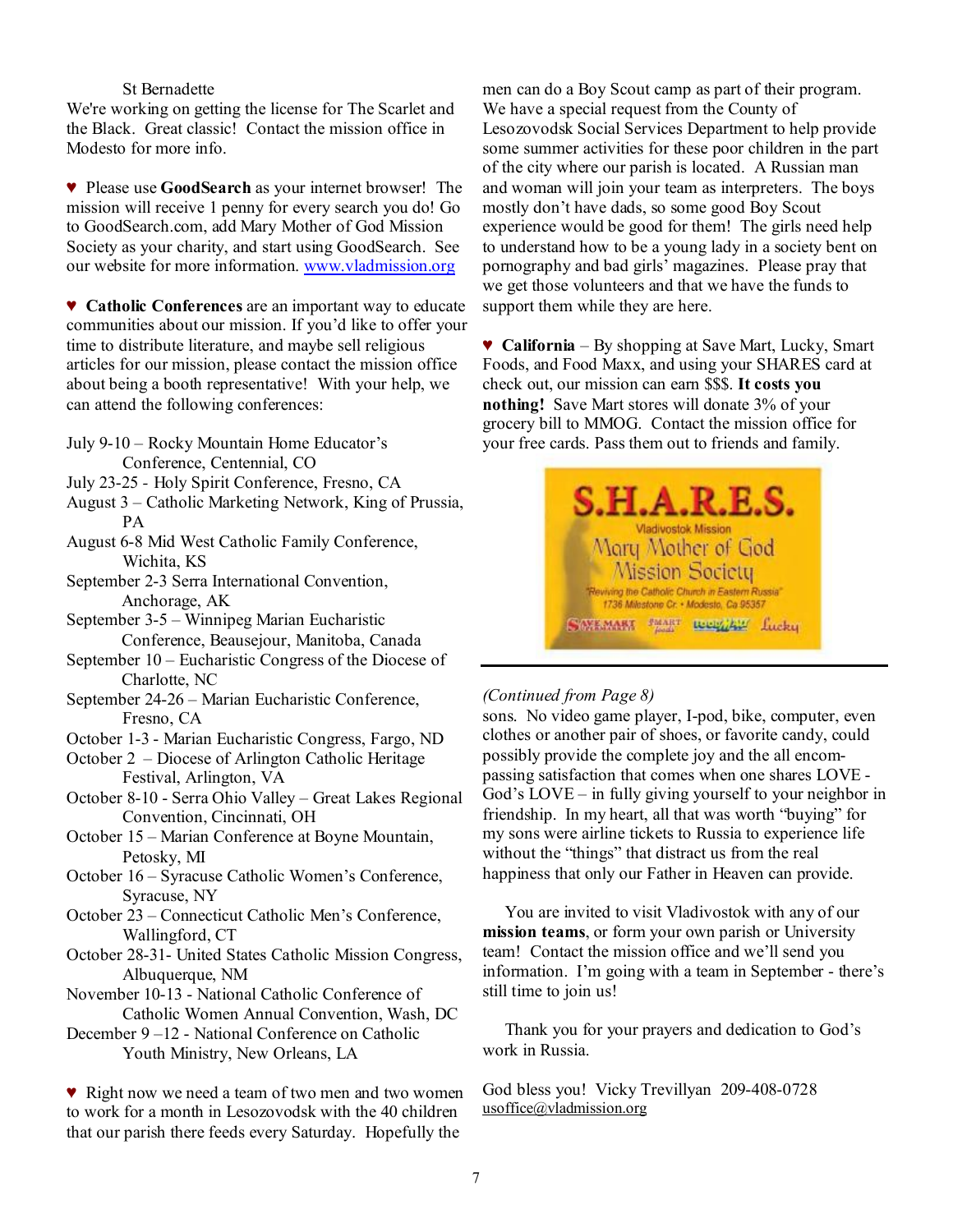St Bernadette

We're working on getting the license for The Scarlet and the Black. Great classic! Contact the mission office in Modesto for more info.

♥ Please use **GoodSearch** as your internet browser! The mission will receive 1 penny for every search you do! Go to GoodSearch.com, add Mary Mother of God Mission Society as your charity, and start using GoodSearch. See our website for more information. www.vladmission.org

♥ **Catholic Conferences** are an important way to educate communities about our mission. If you'd like to offer your time to distribute literature, and maybe sell religious articles for our mission, please contact the mission office about being a booth representative! With your help, we can attend the following conferences:

- July 9-10 – Rocky Mountain Home Educator's Conference, Centennial, CO
- July 23-25 - Holy Spirit Conference, Fresno, CA
- August 3 – Catholic Marketing Network, King of Prussia, PA
- August 6-8 Mid West Catholic Family Conference, Wichita, KS
- September 2-3 Serra International Convention, Anchorage, AK
- September 3-5 – Winnipeg Marian Eucharistic Conference, Beausejour, Manitoba, Canada
- September 10 – Eucharistic Congress of the Diocese of Charlotte, NC
- September 24-26 – Marian Eucharistic Conference, Fresno, CA
- October 1-3 - Marian Eucharistic Congress, Fargo, ND
- October 2 – Diocese of Arlington Catholic Heritage Festival, Arlington, VA
- October 8-10 - Serra Ohio Valley – Great Lakes Regional Convention, Cincinnati, OH
- October 15 – Marian Conference at Boyne Mountain, Petosky, MI
- October 16 – Syracuse Catholic Women's Conference, Syracuse, NY
- October 23 – Connecticut Catholic Men's Conference, Wallingford, CT
- October 28-31- United States Catholic Mission Congress, Albuquerque, NM
- November 10-13 - National Catholic Conference of Catholic Women Annual Convention, Wash, DC
- December 9 –12 - National Conference on Catholic Youth Ministry, New Orleans, LA

♥ Right now we need a team of two men and two women to work for a month in Lesozovodsk with the 40 children that our parish there feeds every Saturday. Hopefully the men can do a Boy Scout camp as part of their program. We have a special request from the County of Lesozovodsk Social Services Department to help provide some summer activities for these poor children in the part of the city where our parish is located. A Russian man and woman will join your team as interpreters. The boys mostly don't have dads, so some good Boy Scout experience would be good for them! The girls need help to understand how to be a young lady in a society bent on pornography and bad girls' magazines. Please pray that we get those volunteers and that we have the funds to support them while they are here.

♥ **California** – By shopping at Save Mart, Lucky, Smart Foods, and Food Maxx, and using your SHARES card at check out, our mission can earn $$$. **It costs you nothing!** Save Mart stores will donate 3% of your grocery bill to MMOG. Contact the mission office for your free cards. Pass them out to friends and family.

S.H.A.R.E.S.
Vladivostok Mission
Mary Mother of God Mission Society
"Reviving the Catholic Church in Eastern Russia"
1736 Milestone Cr. • Modesto, Ca 95357
SAVE MART · SMART foods · FOOD MAXX · Lucky

---

*(Continued from Page 8)*

sons. No video game player, I-pod, bike, computer, even clothes or another pair of shoes, or favorite candy, could possibly provide the complete joy and the all encompassing satisfaction that comes when one shares LOVE - God's LOVE – in fully giving yourself to your neighbor in friendship. In my heart, all that was worth "buying" for my sons were airline tickets to Russia to experience life without the "things" that distract us from the real happiness that only our Father in Heaven can provide.

You are invited to visit Vladivostok with any of our **mission teams**, or form your own parish or University team! Contact the mission office and we'll send you information. I'm going with a team in September - there's still time to join us!

Thank you for your prayers and dedication to God's work in Russia.

God bless you! Vicky Trevillyan 209-408-0728
usoffice@vladmission.org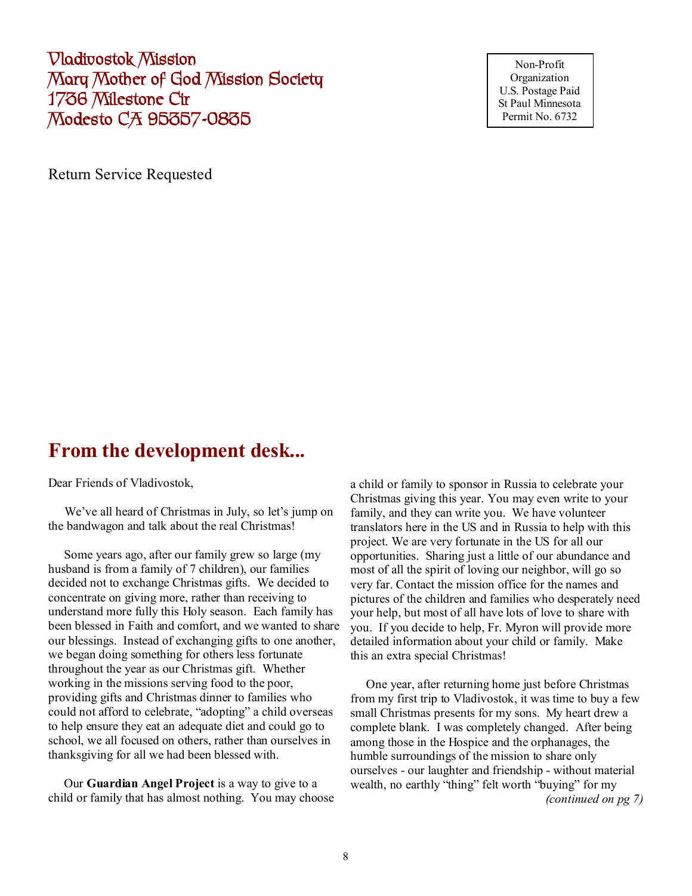Vladivostok Mission
Mary Mother of God Mission Society
1736 Milestone Cir
Modesto CA 95357-0835

Non-Profit
Organization
U.S. Postage Paid
St Paul Minnesota
Permit No. 6732

Return Service Requested

## From the development desk...

Dear Friends of Vladivostok,

We've all heard of Christmas in July, so let's jump on the bandwagon and talk about the real Christmas!

Some years ago, after our family grew so large (my husband is from a family of 7 children), our families decided not to exchange Christmas gifts. We decided to concentrate on giving more, rather than receiving to understand more fully this Holy season. Each family has been blessed in Faith and comfort, and we wanted to share our blessings. Instead of exchanging gifts to one another, we began doing something for others less fortunate throughout the year as our Christmas gift. Whether working in the missions serving food to the poor, providing gifts and Christmas dinner to families who could not afford to celebrate, "adopting" a child overseas to help ensure they eat an adequate diet and could go to school, we all focused on others, rather than ourselves in thanksgiving for all we had been blessed with.

Our **Guardian Angel Project** is a way to give to a child or family that has almost nothing. You may choose a child or family to sponsor in Russia to celebrate your Christmas giving this year. You may even write to your family, and they can write you. We have volunteer translators here in the US and in Russia to help with this project. We are very fortunate in the US for all our opportunities. Sharing just a little of our abundance and most of all the spirit of loving our neighbor, will go so very far. Contact the mission office for the names and pictures of the children and families who desperately need your help, but most of all have lots of love to share with you. If you decide to help, Fr. Myron will provide more detailed information about your child or family. Make this an extra special Christmas!

One year, after returning home just before Christmas from my first trip to Vladivostok, it was time to buy a few small Christmas presents for my sons. My heart drew a complete blank. I was completely changed. After being among those in the Hospice and the orphanages, the humble surroundings of the mission to share only ourselves - our laughter and friendship - without material wealth, no earthly "thing" felt worth "buying" for my

*(continued on pg 7)*